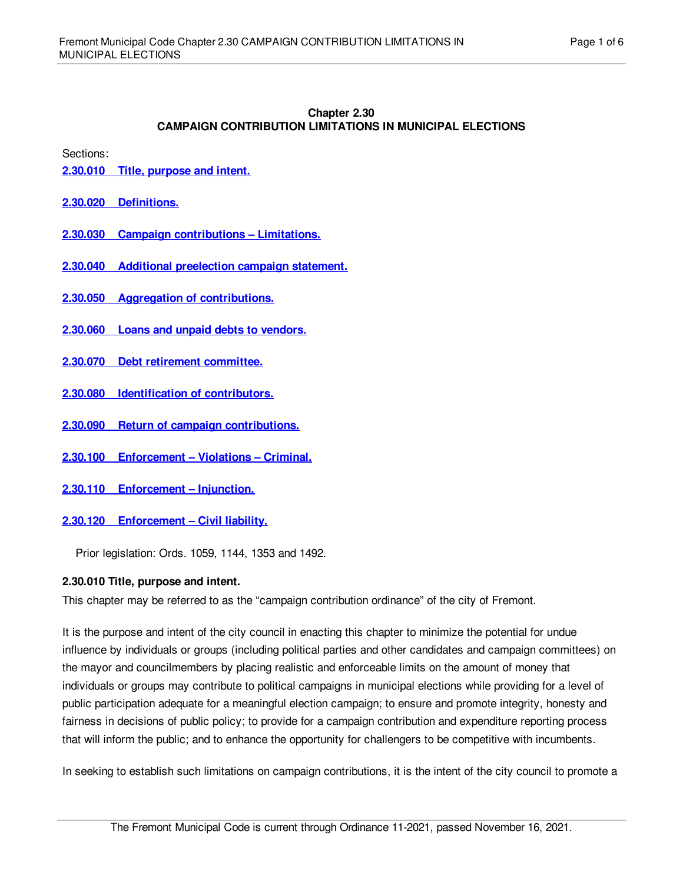# Chapter 2.30
## CAMPAIGN CONTRIBUTION LIMITATIONS IN MUNICIPAL ELECTIONS

Sections:

**2.30.010 Title, purpose and intent.**

**2.30.020 Definitions.**

**2.30.030 Campaign contributions – Limitations.**

**2.30.040 Additional preelection campaign statement.**

**2.30.050 Aggregation of contributions.**

**2.30.060 Loans and unpaid debts to vendors.**

**2.30.070 Debt retirement committee.**

**2.30.080 Identification of contributors.**

**2.30.090 Return of campaign contributions.**

**2.30.100 Enforcement – Violations – Criminal.**

**2.30.110 Enforcement – Injunction.**

**2.30.120 Enforcement – Civil liability.**

Prior legislation: Ords. 1059, 1144, 1353 and 1492.

### 2.30.010 Title, purpose and intent.

This chapter may be referred to as the "campaign contribution ordinance" of the city of Fremont.

It is the purpose and intent of the city council in enacting this chapter to minimize the potential for undue influence by individuals or groups (including political parties and other candidates and campaign committees) on the mayor and councilmembers by placing realistic and enforceable limits on the amount of money that individuals or groups may contribute to political campaigns in municipal elections while providing for a level of public participation adequate for a meaningful election campaign; to ensure and promote integrity, honesty and fairness in decisions of public policy; to provide for a campaign contribution and expenditure reporting process that will inform the public; and to enhance the opportunity for challengers to be competitive with incumbents.

In seeking to establish such limitations on campaign contributions, it is the intent of the city council to promote a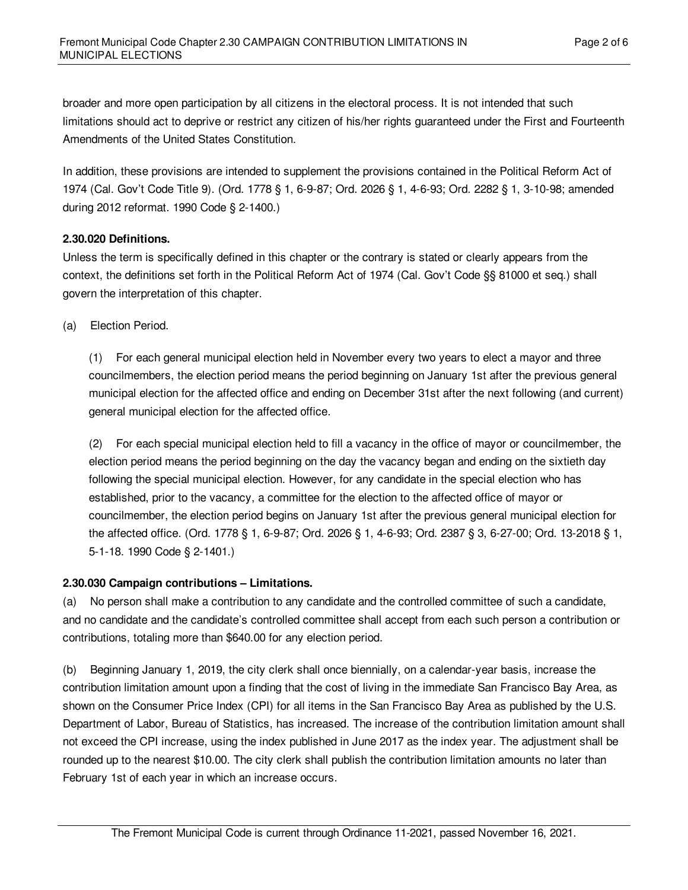broader and more open participation by all citizens in the electoral process. It is not intended that such limitations should act to deprive or restrict any citizen of his/her rights guaranteed under the First and Fourteenth Amendments of the United States Constitution.

In addition, these provisions are intended to supplement the provisions contained in the Political Reform Act of 1974 (Cal. Gov't Code Title 9). (Ord. 1778 § 1, 6-9-87; Ord. 2026 § 1, 4-6-93; Ord. 2282 § 1, 3-10-98; amended during 2012 reformat. 1990 Code § 2-1400.)

**2.30.020 Definitions.**

Unless the term is specifically defined in this chapter or the contrary is stated or clearly appears from the context, the definitions set forth in the Political Reform Act of 1974 (Cal. Gov't Code §§ 81000 et seq.) shall govern the interpretation of this chapter.

(a) Election Period.

(1) For each general municipal election held in November every two years to elect a mayor and three councilmembers, the election period means the period beginning on January 1st after the previous general municipal election for the affected office and ending on December 31st after the next following (and current) general municipal election for the affected office.

(2) For each special municipal election held to fill a vacancy in the office of mayor or councilmember, the election period means the period beginning on the day the vacancy began and ending on the sixtieth day following the special municipal election. However, for any candidate in the special election who has established, prior to the vacancy, a committee for the election to the affected office of mayor or councilmember, the election period begins on January 1st after the previous general municipal election for the affected office. (Ord. 1778 § 1, 6-9-87; Ord. 2026 § 1, 4-6-93; Ord. 2387 § 3, 6-27-00; Ord. 13-2018 § 1, 5-1-18. 1990 Code § 2-1401.)

**2.30.030 Campaign contributions – Limitations.**

(a) No person shall make a contribution to any candidate and the controlled committee of such a candidate, and no candidate and the candidate's controlled committee shall accept from each such person a contribution or contributions, totaling more than $640.00 for any election period.

(b) Beginning January 1, 2019, the city clerk shall once biennially, on a calendar-year basis, increase the contribution limitation amount upon a finding that the cost of living in the immediate San Francisco Bay Area, as shown on the Consumer Price Index (CPI) for all items in the San Francisco Bay Area as published by the U.S. Department of Labor, Bureau of Statistics, has increased. The increase of the contribution limitation amount shall not exceed the CPI increase, using the index published in June 2017 as the index year. The adjustment shall be rounded up to the nearest $10.00. The city clerk shall publish the contribution limitation amounts no later than February 1st of each year in which an increase occurs.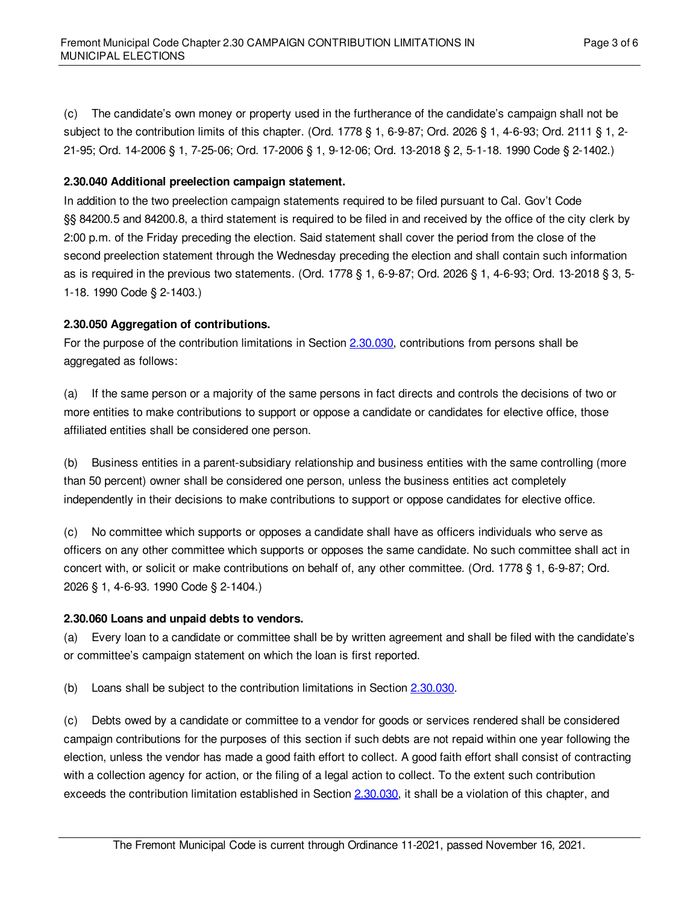(c) The candidate's own money or property used in the furtherance of the candidate's campaign shall not be subject to the contribution limits of this chapter. (Ord. 1778 § 1, 6-9-87; Ord. 2026 § 1, 4-6-93; Ord. 2111 § 1, 2-21-95; Ord. 14-2006 § 1, 7-25-06; Ord. 17-2006 § 1, 9-12-06; Ord. 13-2018 § 2, 5-1-18. 1990 Code § 2-1402.)

**2.30.040 Additional preelection campaign statement.**

In addition to the two preelection campaign statements required to be filed pursuant to Cal. Gov't Code §§ 84200.5 and 84200.8, a third statement is required to be filed in and received by the office of the city clerk by 2:00 p.m. of the Friday preceding the election. Said statement shall cover the period from the close of the second preelection statement through the Wednesday preceding the election and shall contain such information as is required in the previous two statements. (Ord. 1778 § 1, 6-9-87; Ord. 2026 § 1, 4-6-93; Ord. 13-2018 § 3, 5-1-18. 1990 Code § 2-1403.)

**2.30.050 Aggregation of contributions.**

For the purpose of the contribution limitations in Section 2.30.030, contributions from persons shall be aggregated as follows:

(a) If the same person or a majority of the same persons in fact directs and controls the decisions of two or more entities to make contributions to support or oppose a candidate or candidates for elective office, those affiliated entities shall be considered one person.

(b) Business entities in a parent-subsidiary relationship and business entities with the same controlling (more than 50 percent) owner shall be considered one person, unless the business entities act completely independently in their decisions to make contributions to support or oppose candidates for elective office.

(c) No committee which supports or opposes a candidate shall have as officers individuals who serve as officers on any other committee which supports or opposes the same candidate. No such committee shall act in concert with, or solicit or make contributions on behalf of, any other committee. (Ord. 1778 § 1, 6-9-87; Ord. 2026 § 1, 4-6-93. 1990 Code § 2-1404.)

**2.30.060 Loans and unpaid debts to vendors.**

(a) Every loan to a candidate or committee shall be by written agreement and shall be filed with the candidate's or committee's campaign statement on which the loan is first reported.

(b) Loans shall be subject to the contribution limitations in Section 2.30.030.

(c) Debts owed by a candidate or committee to a vendor for goods or services rendered shall be considered campaign contributions for the purposes of this section if such debts are not repaid within one year following the election, unless the vendor has made a good faith effort to collect. A good faith effort shall consist of contracting with a collection agency for action, or the filing of a legal action to collect. To the extent such contribution exceeds the contribution limitation established in Section 2.30.030, it shall be a violation of this chapter, and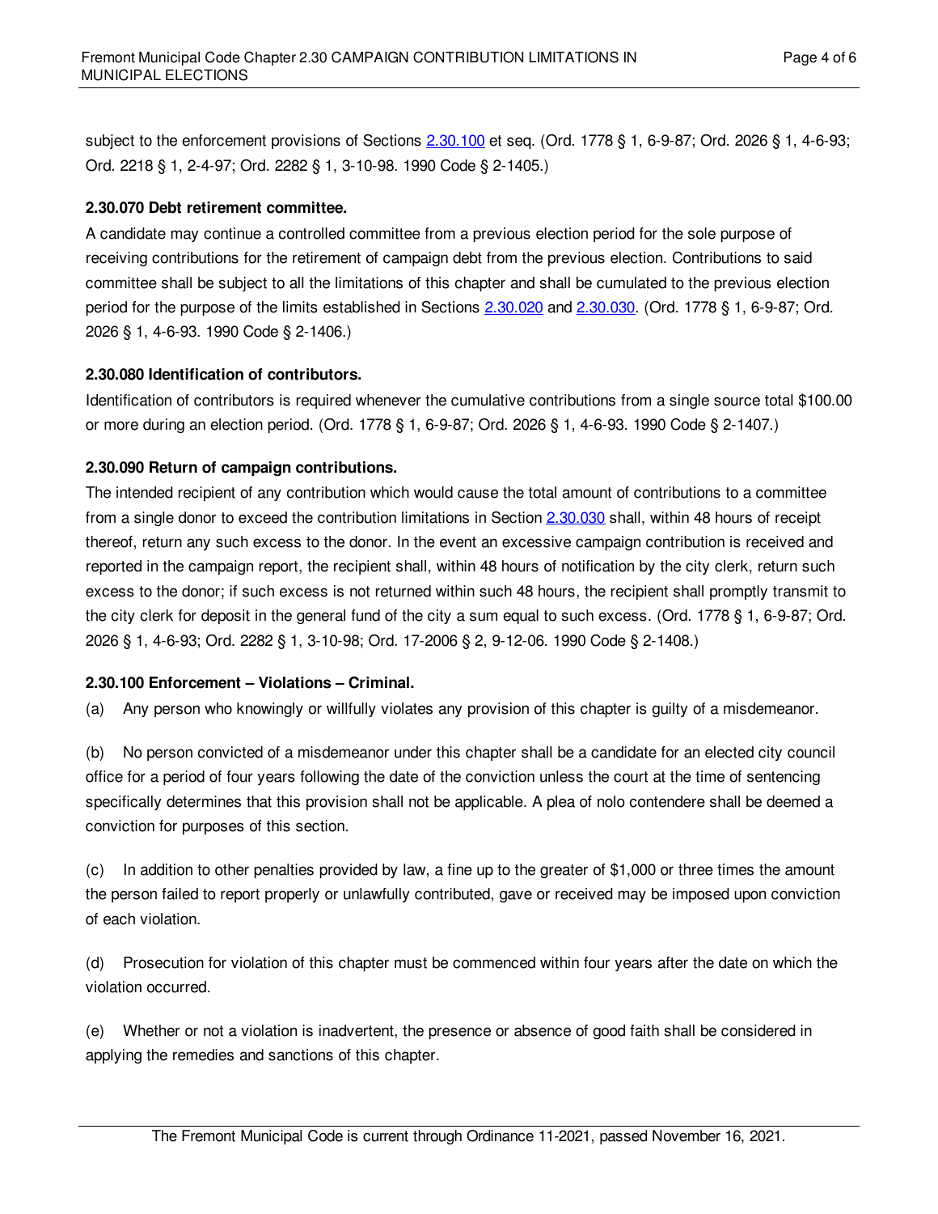subject to the enforcement provisions of Sections 2.30.100 et seq. (Ord. 1778 § 1, 6-9-87; Ord. 2026 § 1, 4-6-93; Ord. 2218 § 1, 2-4-97; Ord. 2282 § 1, 3-10-98. 1990 Code § 2-1405.)

**2.30.070 Debt retirement committee.**

A candidate may continue a controlled committee from a previous election period for the sole purpose of receiving contributions for the retirement of campaign debt from the previous election. Contributions to said committee shall be subject to all the limitations of this chapter and shall be cumulated to the previous election period for the purpose of the limits established in Sections 2.30.020 and 2.30.030. (Ord. 1778 § 1, 6-9-87; Ord. 2026 § 1, 4-6-93. 1990 Code § 2-1406.)

**2.30.080 Identification of contributors.**

Identification of contributors is required whenever the cumulative contributions from a single source total $100.00 or more during an election period. (Ord. 1778 § 1, 6-9-87; Ord. 2026 § 1, 4-6-93. 1990 Code § 2-1407.)

**2.30.090 Return of campaign contributions.**

The intended recipient of any contribution which would cause the total amount of contributions to a committee from a single donor to exceed the contribution limitations in Section 2.30.030 shall, within 48 hours of receipt thereof, return any such excess to the donor. In the event an excessive campaign contribution is received and reported in the campaign report, the recipient shall, within 48 hours of notification by the city clerk, return such excess to the donor; if such excess is not returned within such 48 hours, the recipient shall promptly transmit to the city clerk for deposit in the general fund of the city a sum equal to such excess. (Ord. 1778 § 1, 6-9-87; Ord. 2026 § 1, 4-6-93; Ord. 2282 § 1, 3-10-98; Ord. 17-2006 § 2, 9-12-06. 1990 Code § 2-1408.)

**2.30.100 Enforcement – Violations – Criminal.**

(a) Any person who knowingly or willfully violates any provision of this chapter is guilty of a misdemeanor.

(b) No person convicted of a misdemeanor under this chapter shall be a candidate for an elected city council office for a period of four years following the date of the conviction unless the court at the time of sentencing specifically determines that this provision shall not be applicable. A plea of nolo contendere shall be deemed a conviction for purposes of this section.

(c) In addition to other penalties provided by law, a fine up to the greater of $1,000 or three times the amount the person failed to report properly or unlawfully contributed, gave or received may be imposed upon conviction of each violation.

(d) Prosecution for violation of this chapter must be commenced within four years after the date on which the violation occurred.

(e) Whether or not a violation is inadvertent, the presence or absence of good faith shall be considered in applying the remedies and sanctions of this chapter.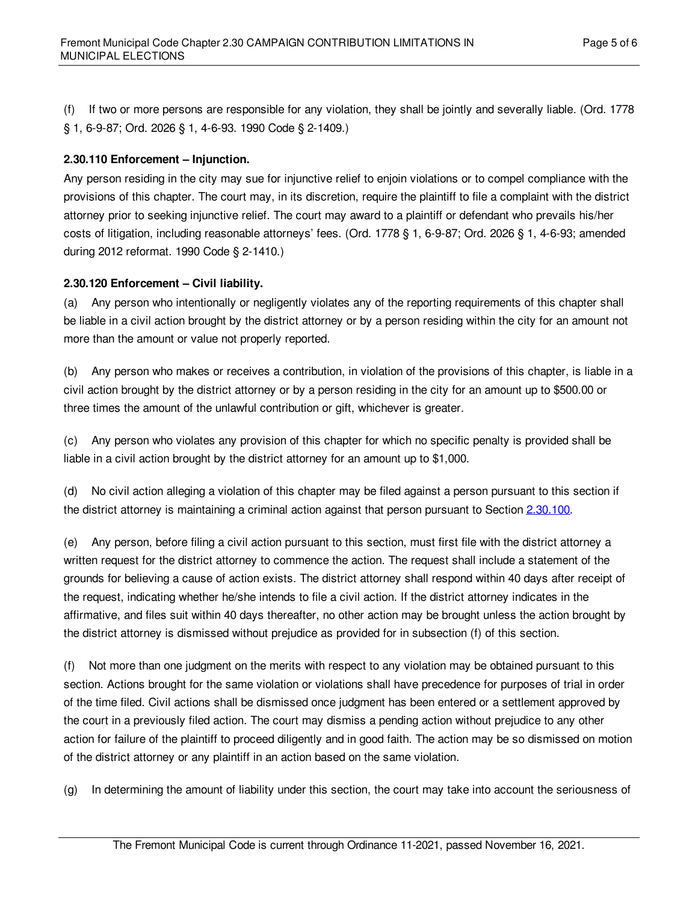(f) If two or more persons are responsible for any violation, they shall be jointly and severally liable. (Ord. 1778 § 1, 6-9-87; Ord. 2026 § 1, 4-6-93. 1990 Code § 2-1409.)

**2.30.110 Enforcement – Injunction.**

Any person residing in the city may sue for injunctive relief to enjoin violations or to compel compliance with the provisions of this chapter. The court may, in its discretion, require the plaintiff to file a complaint with the district attorney prior to seeking injunctive relief. The court may award to a plaintiff or defendant who prevails his/her costs of litigation, including reasonable attorneys' fees. (Ord. 1778 § 1, 6-9-87; Ord. 2026 § 1, 4-6-93; amended during 2012 reformat. 1990 Code § 2-1410.)

**2.30.120 Enforcement – Civil liability.**

(a) Any person who intentionally or negligently violates any of the reporting requirements of this chapter shall be liable in a civil action brought by the district attorney or by a person residing within the city for an amount not more than the amount or value not properly reported.

(b) Any person who makes or receives a contribution, in violation of the provisions of this chapter, is liable in a civil action brought by the district attorney or by a person residing in the city for an amount up to $500.00 or three times the amount of the unlawful contribution or gift, whichever is greater.

(c) Any person who violates any provision of this chapter for which no specific penalty is provided shall be liable in a civil action brought by the district attorney for an amount up to $1,000.

(d) No civil action alleging a violation of this chapter may be filed against a person pursuant to this section if the district attorney is maintaining a criminal action against that person pursuant to Section 2.30.100.

(e) Any person, before filing a civil action pursuant to this section, must first file with the district attorney a written request for the district attorney to commence the action. The request shall include a statement of the grounds for believing a cause of action exists. The district attorney shall respond within 40 days after receipt of the request, indicating whether he/she intends to file a civil action. If the district attorney indicates in the affirmative, and files suit within 40 days thereafter, no other action may be brought unless the action brought by the district attorney is dismissed without prejudice as provided for in subsection (f) of this section.

(f) Not more than one judgment on the merits with respect to any violation may be obtained pursuant to this section. Actions brought for the same violation or violations shall have precedence for purposes of trial in order of the time filed. Civil actions shall be dismissed once judgment has been entered or a settlement approved by the court in a previously filed action. The court may dismiss a pending action without prejudice to any other action for failure of the plaintiff to proceed diligently and in good faith. The action may be so dismissed on motion of the district attorney or any plaintiff in an action based on the same violation.

(g) In determining the amount of liability under this section, the court may take into account the seriousness of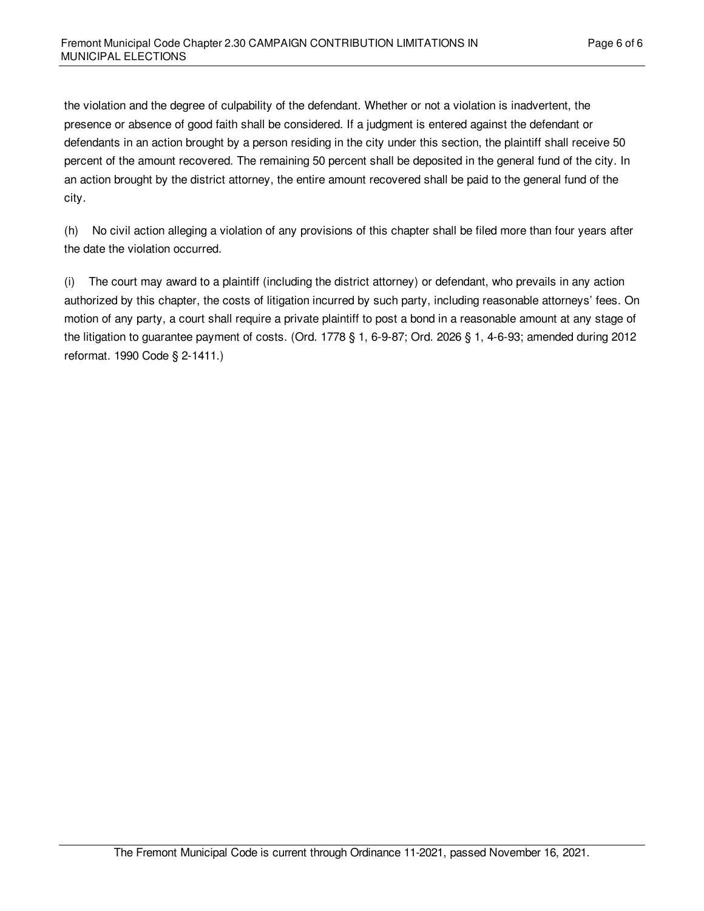the violation and the degree of culpability of the defendant. Whether or not a violation is inadvertent, the presence or absence of good faith shall be considered. If a judgment is entered against the defendant or defendants in an action brought by a person residing in the city under this section, the plaintiff shall receive 50 percent of the amount recovered. The remaining 50 percent shall be deposited in the general fund of the city. In an action brought by the district attorney, the entire amount recovered shall be paid to the general fund of the city.

(h) No civil action alleging a violation of any provisions of this chapter shall be filed more than four years after the date the violation occurred.

(i) The court may award to a plaintiff (including the district attorney) or defendant, who prevails in any action authorized by this chapter, the costs of litigation incurred by such party, including reasonable attorneys' fees. On motion of any party, a court shall require a private plaintiff to post a bond in a reasonable amount at any stage of the litigation to guarantee payment of costs. (Ord. 1778 § 1, 6-9-87; Ord. 2026 § 1, 4-6-93; amended during 2012 reformat. 1990 Code § 2-1411.)